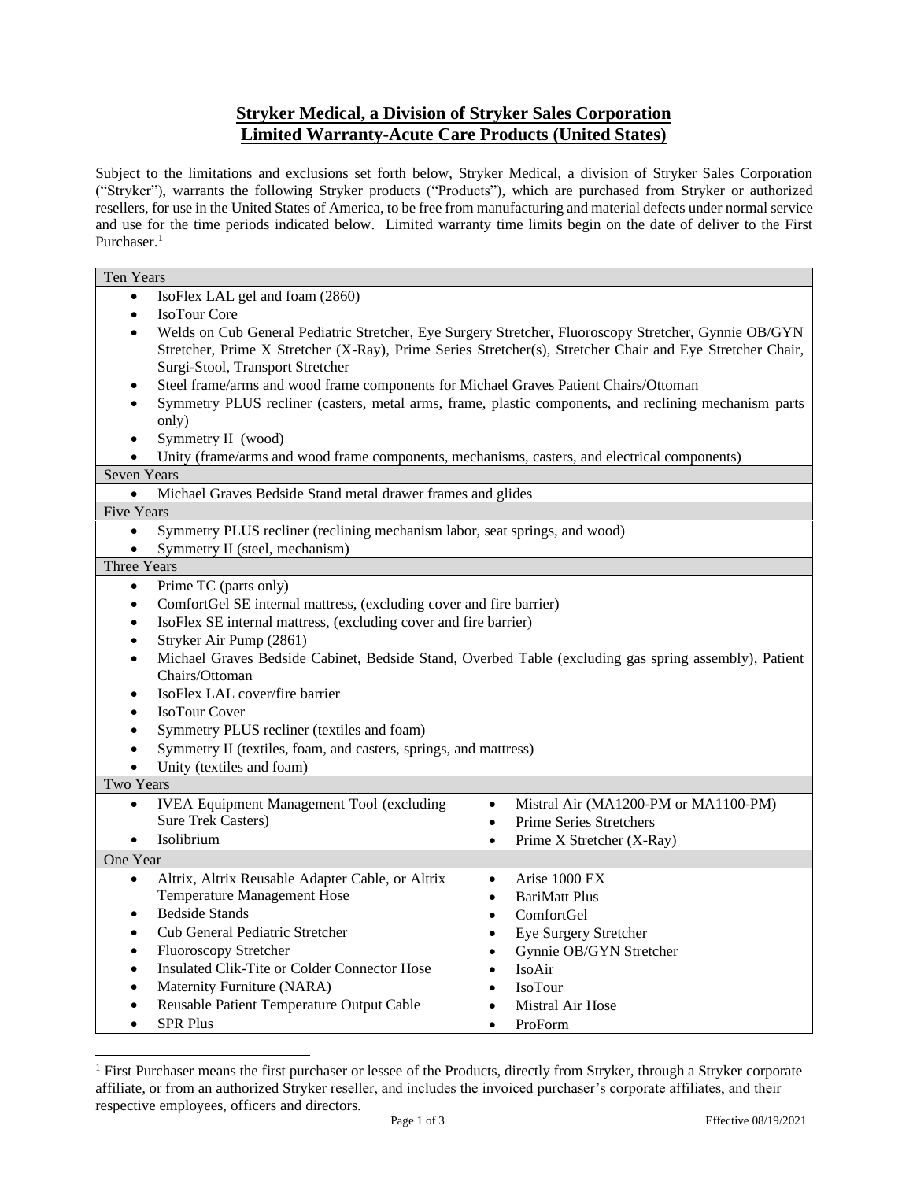# Stryker Medical, a Division of Stryker Sales Corporation
# Limited Warranty-Acute Care Products (United States)

Subject to the limitations and exclusions set forth below, Stryker Medical, a division of Stryker Sales Corporation ("Stryker"), warrants the following Stryker products ("Products"), which are purchased from Stryker or authorized resellers, for use in the United States of America, to be free from manufacturing and material defects under normal service and use for the time periods indicated below. Limited warranty time limits begin on the date of deliver to the First Purchaser.[1]

**Ten Years**

- IsoFlex LAL gel and foam (2860)
- IsoTour Core
- Welds on Cub General Pediatric Stretcher, Eye Surgery Stretcher, Fluoroscopy Stretcher, Gynnie OB/GYN Stretcher, Prime X Stretcher (X-Ray), Prime Series Stretcher(s), Stretcher Chair and Eye Stretcher Chair, Surgi-Stool, Transport Stretcher
- Steel frame/arms and wood frame components for Michael Graves Patient Chairs/Ottoman
- Symmetry PLUS recliner (casters, metal arms, frame, plastic components, and reclining mechanism parts only)
- Symmetry II (wood)
- Unity (frame/arms and wood frame components, mechanisms, casters, and electrical components)

**Seven Years**

- Michael Graves Bedside Stand metal drawer frames and glides

**Five Years**

- Symmetry PLUS recliner (reclining mechanism labor, seat springs, and wood)
- Symmetry II (steel, mechanism)

**Three Years**

- Prime TC (parts only)
- ComfortGel SE internal mattress, (excluding cover and fire barrier)
- IsoFlex SE internal mattress, (excluding cover and fire barrier)
- Stryker Air Pump (2861)
- Michael Graves Bedside Cabinet, Bedside Stand, Overbed Table (excluding gas spring assembly), Patient Chairs/Ottoman
- IsoFlex LAL cover/fire barrier
- IsoTour Cover
- Symmetry PLUS recliner (textiles and foam)
- Symmetry II (textiles, foam, and casters, springs, and mattress)
- Unity (textiles and foam)

**Two Years**

- IVEA Equipment Management Tool (excluding Sure Trek Casters)
- Isolibrium
- Mistral Air (MA1200-PM or MA1100-PM)
- Prime Series Stretchers
- Prime X Stretcher (X-Ray)

**One Year**

- Altrix, Altrix Reusable Adapter Cable, or Altrix Temperature Management Hose
- Bedside Stands
- Cub General Pediatric Stretcher
- Fluoroscopy Stretcher
- Insulated Clik-Tite or Colder Connector Hose
- Maternity Furniture (NARA)
- Reusable Patient Temperature Output Cable
- SPR Plus
- Arise 1000 EX
- BariMatt Plus
- ComfortGel
- Eye Surgery Stretcher
- Gynnie OB/GYN Stretcher
- IsoAir
- IsoTour
- Mistral Air Hose
- ProForm

[1] First Purchaser means the first purchaser or lessee of the Products, directly from Stryker, through a Stryker corporate affiliate, or from an authorized Stryker reseller, and includes the invoiced purchaser's corporate affiliates, and their respective employees, officers and directors.

Effective 08/19/2021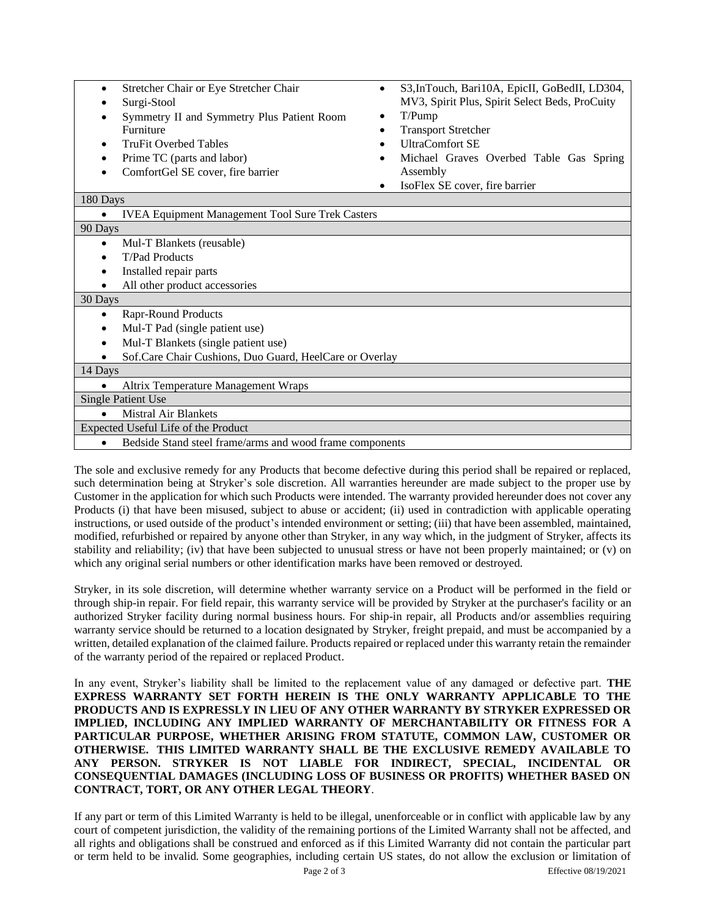| | |
|---|---|
| • Stretcher Chair or Eye Stretcher Chair<br>• Surgi-Stool<br>• Symmetry II and Symmetry Plus Patient Room Furniture<br>• TruFit Overbed Tables<br>• Prime TC (parts and labor)<br>• ComfortGel SE cover, fire barrier | • S3,InTouch, Bari10A, EpicII, GoBedII, LD304, MV3, Spirit Plus, Spirit Select Beds, ProCuity<br>• T/Pump<br>• Transport Stretcher<br>• UltraComfort SE<br>• Michael Graves Overbed Table Gas Spring Assembly<br>• IsoFlex SE cover, fire barrier |
| **180 Days** | |
| • IVEA Equipment Management Tool Sure Trek Casters | |
| **90 Days** | |
| • Mul-T Blankets (reusable)<br>• T/Pad Products<br>• Installed repair parts<br>• All other product accessories | |
| **30 Days** | |
| • Rapr-Round Products<br>• Mul-T Pad (single patient use)<br>• Mul-T Blankets (single patient use)<br>• Sof.Care Chair Cushions, Duo Guard, HeelCare or Overlay | |
| **14 Days** | |
| • Altrix Temperature Management Wraps | |
| **Single Patient Use** | |
| • Mistral Air Blankets | |
| **Expected Useful Life of the Product** | |
| • Bedside Stand steel frame/arms and wood frame components | |

The sole and exclusive remedy for any Products that become defective during this period shall be repaired or replaced, such determination being at Stryker's sole discretion. All warranties hereunder are made subject to the proper use by Customer in the application for which such Products were intended. The warranty provided hereunder does not cover any Products (i) that have been misused, subject to abuse or accident; (ii) used in contradiction with applicable operating instructions, or used outside of the product's intended environment or setting; (iii) that have been assembled, maintained, modified, refurbished or repaired by anyone other than Stryker, in any way which, in the judgment of Stryker, affects its stability and reliability; (iv) that have been subjected to unusual stress or have not been properly maintained; or (v) on which any original serial numbers or other identification marks have been removed or destroyed.

Stryker, in its sole discretion, will determine whether warranty service on a Product will be performed in the field or through ship-in repair. For field repair, this warranty service will be provided by Stryker at the purchaser's facility or an authorized Stryker facility during normal business hours. For ship-in repair, all Products and/or assemblies requiring warranty service should be returned to a location designated by Stryker, freight prepaid, and must be accompanied by a written, detailed explanation of the claimed failure. Products repaired or replaced under this warranty retain the remainder of the warranty period of the repaired or replaced Product.

In any event, Stryker's liability shall be limited to the replacement value of any damaged or defective part. **THE EXPRESS WARRANTY SET FORTH HEREIN IS THE ONLY WARRANTY APPLICABLE TO THE PRODUCTS AND IS EXPRESSLY IN LIEU OF ANY OTHER WARRANTY BY STRYKER EXPRESSED OR IMPLIED, INCLUDING ANY IMPLIED WARRANTY OF MERCHANTABILITY OR FITNESS FOR A PARTICULAR PURPOSE, WHETHER ARISING FROM STATUTE, COMMON LAW, CUSTOMER OR OTHERWISE. THIS LIMITED WARRANTY SHALL BE THE EXCLUSIVE REMEDY AVAILABLE TO ANY PERSON. STRYKER IS NOT LIABLE FOR INDIRECT, SPECIAL, INCIDENTAL OR CONSEQUENTIAL DAMAGES (INCLUDING LOSS OF BUSINESS OR PROFITS) WHETHER BASED ON CONTRACT, TORT, OR ANY OTHER LEGAL THEORY**.

If any part or term of this Limited Warranty is held to be illegal, unenforceable or in conflict with applicable law by any court of competent jurisdiction, the validity of the remaining portions of the Limited Warranty shall not be affected, and all rights and obligations shall be construed and enforced as if this Limited Warranty did not contain the particular part or term held to be invalid. Some geographies, including certain US states, do not allow the exclusion or limitation of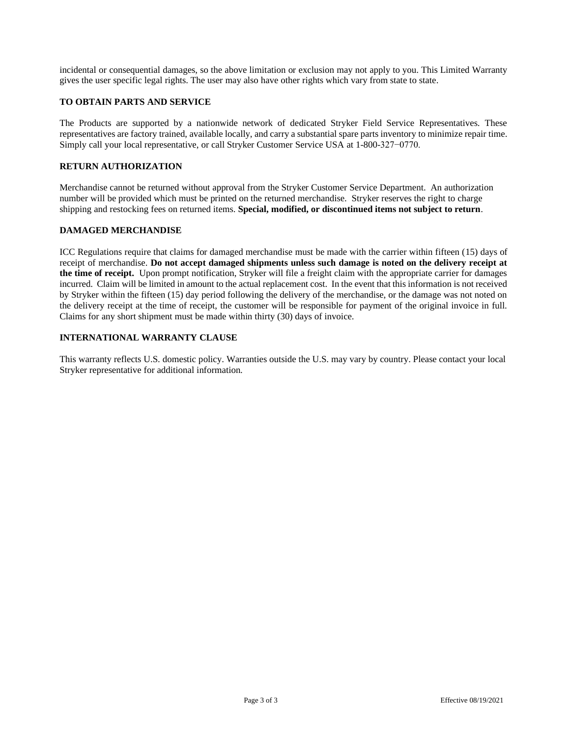incidental or consequential damages, so the above limitation or exclusion may not apply to you. This Limited Warranty gives the user specific legal rights. The user may also have other rights which vary from state to state.

## TO OBTAIN PARTS AND SERVICE

The Products are supported by a nationwide network of dedicated Stryker Field Service Representatives. These representatives are factory trained, available locally, and carry a substantial spare parts inventory to minimize repair time. Simply call your local representative, or call Stryker Customer Service USA at 1-800-327−0770.

## RETURN AUTHORIZATION

Merchandise cannot be returned without approval from the Stryker Customer Service Department. An authorization number will be provided which must be printed on the returned merchandise. Stryker reserves the right to charge shipping and restocking fees on returned items. **Special, modified, or discontinued items not subject to return**.

## DAMAGED MERCHANDISE

ICC Regulations require that claims for damaged merchandise must be made with the carrier within fifteen (15) days of receipt of merchandise. **Do not accept damaged shipments unless such damage is noted on the delivery receipt at the time of receipt.** Upon prompt notification, Stryker will file a freight claim with the appropriate carrier for damages incurred. Claim will be limited in amount to the actual replacement cost. In the event that this information is not received by Stryker within the fifteen (15) day period following the delivery of the merchandise, or the damage was not noted on the delivery receipt at the time of receipt, the customer will be responsible for payment of the original invoice in full. Claims for any short shipment must be made within thirty (30) days of invoice.

## INTERNATIONAL WARRANTY CLAUSE

This warranty reflects U.S. domestic policy. Warranties outside the U.S. may vary by country. Please contact your local Stryker representative for additional information.

Effective 08/19/2021